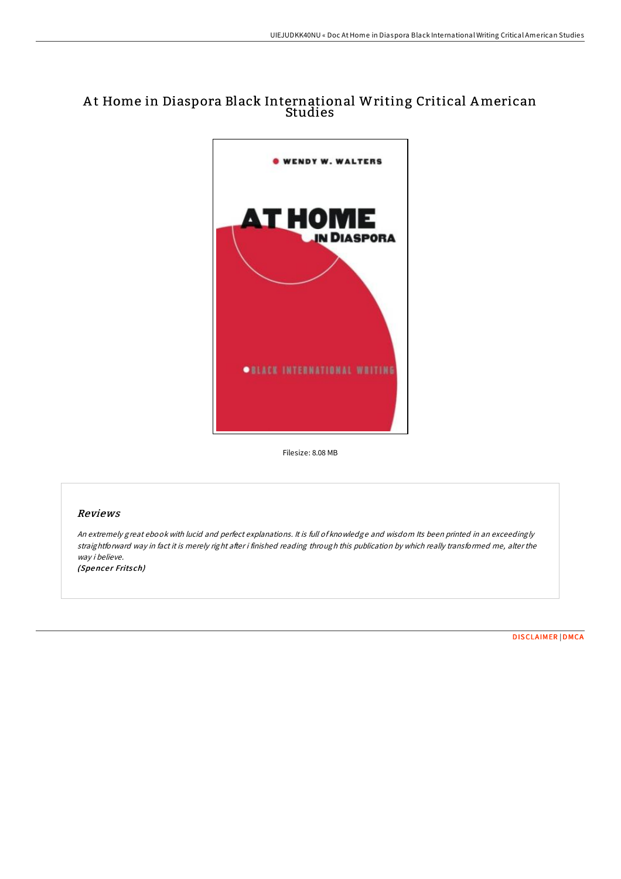# At Home in Diaspora Black International Writing Critical American Studies

Filesize: 8.08 MB

## Reviews

*An extremely great ebook with lucid and perfect explanations. It is full of knowledge and wisdom Its been printed in an exceedingly straightforward way in fact it is merely right after i finished reading through this publication by which really transformed me, alter the way i believe.*

*(Spencer Fritsch)*

DISCLAIMER | DMCA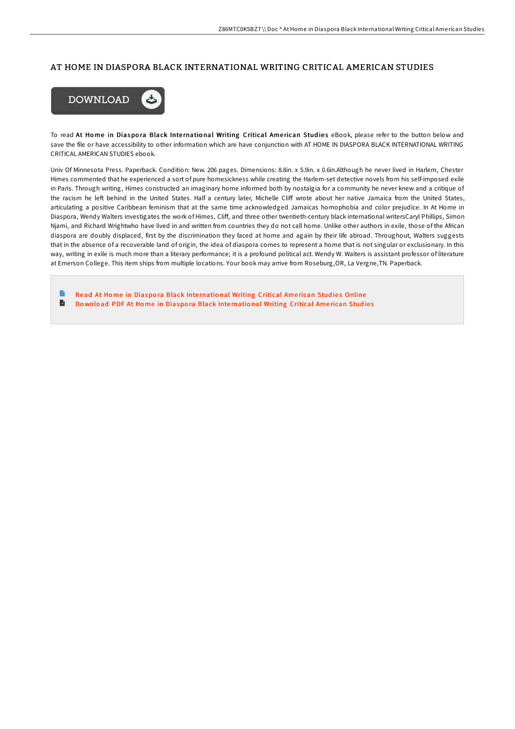# AT HOME IN DIASPORA BLACK INTERNATIONAL WRITING CRITICAL AMERICAN STUDIES

DOWNLOAD

To read **At Home in Diaspora Black International Writing Critical American Studies** eBook, please refer to the button below and save the file or have accessibility to other information which are have conjunction with AT HOME IN DIASPORA BLACK INTERNATIONAL WRITING CRITICAL AMERICAN STUDIES ebook.

Univ Of Minnesota Press. Paperback. Condition: New. 206 pages. Dimensions: 8.8in. x 5.9in. x 0.6in.Although he never lived in Harlem, Chester Himes commented that he experienced a sort of pure homesickness while creating the Harlem-set detective novels from his self-imposed exile in Paris. Through writing, Himes constructed an imaginary home informed both by nostalgia for a community he never knew and a critique of the racism he left behind in the United States. Half a century later, Michelle Cliff wrote about her native Jamaica from the United States, articulating a positive Caribbean feminism that at the same time acknowledged Jamaicas homophobia and color prejudice. In At Home in Diaspora, Wendy Walters investigates the work of Himes, Cliff, and three other twentieth-century black international writersCaryl Phillips, Simon Njami, and Richard Wrightwho have lived in and written from countries they do not call home. Unlike other authors in exile, those of the African diaspora are doubly displaced, first by the discrimination they faced at home and again by their life abroad. Throughout, Walters suggests that in the absence of a recoverable land of origin, the idea of diaspora comes to represent a home that is not singular or exclusionary. In this way, writing in exile is much more than a literary performance; it is a profound political act. Wendy W. Walters is assistant professor of literature at Emerson College. This item ships from multiple locations. Your book may arrive from Roseburg,OR, La Vergne,TN. Paperback.

- Read At Home in Diaspora Black International Writing Critical American Studies Online
- Download PDF At Home in Diaspora Black International Writing Critical American Studies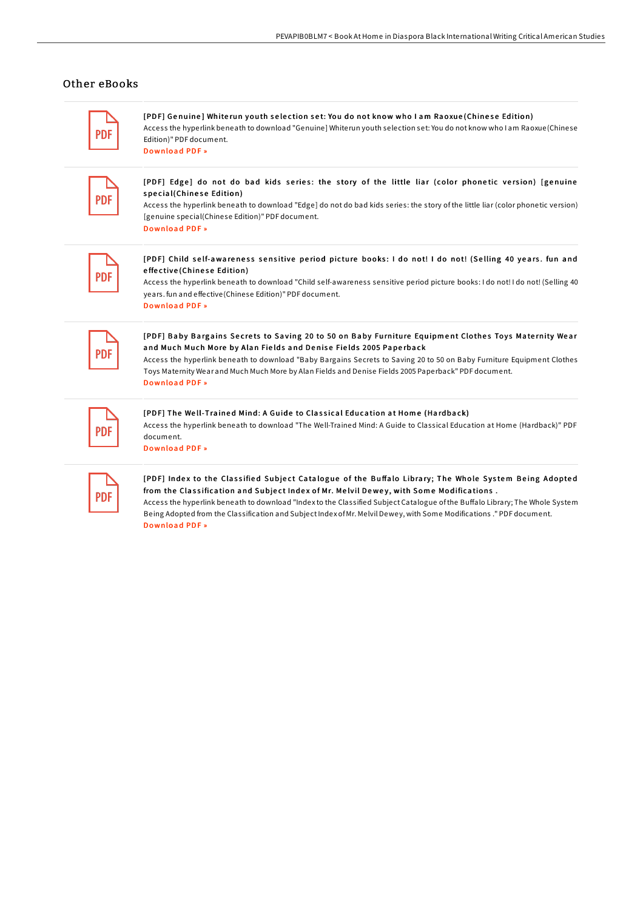## Other eBooks

[PDF] Genuine] Whiterun youth selection set: You do not know who I am Raoxue(Chinese Edition)
Access the hyperlink beneath to download "Genuine] Whiterun youth selection set: You do not know who I am Raoxue(Chinese Edition)" PDF document.
Download PDF »

[PDF] Edge] do not do bad kids series: the story of the little liar (color phonetic version) [genuine special(Chinese Edition)
Access the hyperlink beneath to download "Edge] do not do bad kids series: the story of the little liar (color phonetic version) [genuine special(Chinese Edition)" PDF document.
Download PDF »

[PDF] Child self-awareness sensitive period picture books: I do not! I do not! (Selling 40 years. fun and effective(Chinese Edition)
Access the hyperlink beneath to download "Child self-awareness sensitive period picture books: I do not! I do not! (Selling 40 years. fun and effective(Chinese Edition)" PDF document.
Download PDF »

[PDF] Baby Bargains Secrets to Saving 20 to 50 on Baby Furniture Equipment Clothes Toys Maternity Wear and Much Much More by Alan Fields and Denise Fields 2005 Paperback
Access the hyperlink beneath to download "Baby Bargains Secrets to Saving 20 to 50 on Baby Furniture Equipment Clothes Toys Maternity Wear and Much Much More by Alan Fields and Denise Fields 2005 Paperback" PDF document.
Download PDF »

[PDF] The Well-Trained Mind: A Guide to Classical Education at Home (Hardback)
Access the hyperlink beneath to download "The Well-Trained Mind: A Guide to Classical Education at Home (Hardback)" PDF document.
Download PDF »

[PDF] Index to the Classified Subject Catalogue of the Buffalo Library; The Whole System Being Adopted from the Classification and Subject Index of Mr. Melvil Dewey, with Some Modifications .
Access the hyperlink beneath to download "Index to the Classified Subject Catalogue of the Buffalo Library; The Whole System Being Adopted from the Classification and Subject Index of Mr. Melvil Dewey, with Some Modifications ." PDF document.
Download PDF »